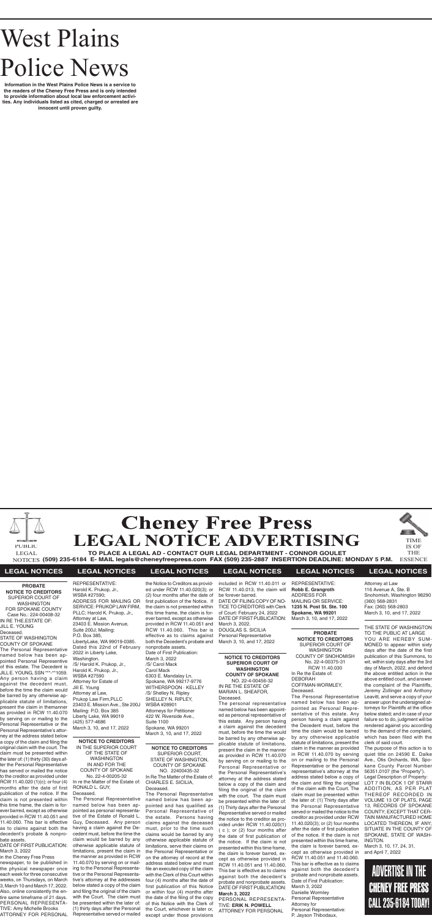# West Plains Police News

**Information in the West Plains Police News is a service to the readers of the Cheney Free Press and is only intended to provide information about local law enforcement activities. Any individuals listed as cited, charged or arrested are innocent until proven guilty.**

# Cheney Free Press
## LEGAL NOTICE ADVERTISING

PUBLIC LEGAL NOTICES

**TO PLACE A LEGAL AD - CONTACT OUR LEGAL DEPARTMENT - CONNOR GOULET**
**(509) 235-6184 E- MAIL legals@cheneyfreepress.com FAX (509) 235-2887 INSERTION DEADLINE: MONDAY 5 P.M.**

TIME IS OF THE ESSENCE

## LEGAL NOTICES

**PROBATE NOTICE TO CREDITORS**
SUPERIOR COURT OF WASHINGTON
FOR SPOKANE COUNTY
Case No.: 224-00408-32
IN RE THE ESTATE OF:
JILL E. YOUNG
Deceased.
STATE OF WASHINGTON
COUNTY OF SPOKANE
The Personal Representative named below has been appointed Personal Representative of this estate. The Decedent is JILL E. YOUNG, SSN ***-**1059. Any person having a claim against the decedent must, before the time the claim would be barred by any otherwise applicable statute of limitations, present the claim in themanner as provided in RCW 11.40.070 by serving on or mailing to the Personal Representative or the Personal Representative's attorney at the address stated below a copy of the claim and filing the original claim with the court. The claim must be presented within the later of: (1) thirty (30) days after the Personal Representative has served or mailed the notice to the creditor as provided under RCW 11.40.020 (1)(c); or four (4) months after the date of first publication of the notice. If the claim is not presented within this time frame, the claim is forever barred, except as otherwise provided in RCW 11.40.051 and 11.40.060. This bar is effective as to claims against both the decedent's probate & nonprobate assets.
DATE OF FIRST PUBLICATION: March 3, 2022
in the Cheney Free Press newspaper, to be published in the physical newspaper once each week for three consecutive weeks, on Thursdays, on March 3, March 10 and March 17, 2022. Also, online consistently the entire same timeframe of 21 days.
PERSONAL REPRESENTATIVE: Amy Michelle Brooks
ATTORNEY FOR PERSONAL REPRESENTATIVE:
Harold K. Prukop, Jr., WSBA #27590;
ADDRESS FOR MAILING OR SERVICE: PRUKOP LAW FIRM, PLLC; Harold K. Prukop, Jr., Attorney at Law,
23403 E. Mission Avenue, Suite 200J; Mailing:
P.O. Box 385,
LibertyLake, WA 99019-0385.
Dated this 22nd of February 2022 in Liberty Lake, Washington.
/S/ Harold K. Prukop, Jr.,
Harold K. Prukop, Jr.,
WSBA #27590
Attorney for Estate of
Jill E. Young
Attorney at Law,
Prukop Law Firm,PLLC
23403 E. Mission Ave., Ste 200J
Mailing: P.O. Box 385
Liberty Lake, WA 99019
(425) 577-4686
March 3, 10, and 17, 2022

**NOTICE TO CREDITORS**
IN THE SUPERIOR COURT OF THE STATE OF WASHINGTON
IN AND FOR THE COUNTY OF SPOKANE
No. 22-4-00205-32
In re the Matter of the Estate of:
RONALD L. GUY,
Deceased.
The Personal Representative named below has been appointed as personal representative of the Estate of Ronald L. Guy, Deceased. Any person having a claim against the Decedent must, before the time the claim would be barred by any otherwise applicable statute of limitations, present the claim in the manner as provided in RCW 11.40.070 by serving on or mailing to the Personal Representative or the Personal Representative's attorney at the addresses below stated a copy of the claim and filing the original of the claim with the Court. The claim must be presented within the later of: (1) thirty days after the Personal Representative served or mailed the Notice to Creditors as provided under RCW 11.40.020(3); or (2) four months after the date of first publication of the Notice. If the claim is not presented within this time frame, the claim is forever barred, except as otherwise provided in RCW 11.40.051 and RCW 11.40.060. This bar is effective as to claims against both the Decedent's probate and nonprobate assets.
Date of First Publication:
March 3, 2022
/S/ Carol Mack
Carol Mack
6303 E. Mandalay Ln.
Spokane, WA 99217-9776
WITHERSPOON · KELLEY
/S/ Shelley N. Ripley
SHELLEY N. RIPLEY,
WSBA #28901
Attorneys for Petitioner
422 W. Riverside Ave.,
Suite 1100
Spokane, WA 99201
March 3, 10, and 17, 2022

**NOTICE TO CREDITORS**
SUPERIOR COURT, STATE OF WASHINGTON, COUNTY OF SPOKANE
NO. 22400435-32
In Re The Matter of the Estate of:
CHARLES E. SICILIA,
Deceased.
The Personal Representative named below has been appointed and has qualified as Personal Representative of the estate. Persons having claims against the deceased must, prior to the time such claims would be barred by any otherwise applicable statute of limitations, serve their claims on the Personal Representative or on the attorney of record at the address stated below and must file an executed copy of the claim with the Clerk of this Court within four (4) months after the date of first publication of this Notice or within four (4) months after the date of the filing of the copy of this Notice with the Clerk of the Court, whichever is later or, except under those provisions included in RCW 11.40.011 or RCW 11.40.013, the claim will be forever barred.
DATE OF FILING COPY OF NOTICE TO CREDITORS with Clerk of Court: February 24, 2022
DATE OF FIRST PUBLICATION: March 3, 2022.
DOUGLAS S. SICILIA
Personal Representative
March 3, 10, and 17, 2022

**NOTICE TO CREDITORS**
**SUPERIOR COURT OF WASHINGTON**
**COUNTY OF SPOKANE**
NO. 22-4-00456-32
IN RE THE ESTATE OF
MARIAN L. SHEAFOR,
Deceased.
The personal representative named below has been appointed as personal representative of this estate. Any person having a claim against the decedent must, before the time the would be barred by any otherwise applicable statute of limitations, present the claim in the manner as provided in RCW 11.40.070 by serving on or mailing to the Personal Representative or the Personal Representative's attorney at the address stated below a copy of the claim and filing the original of the claim with the court. The claim must be presented within the later of: (1) Thirty days after the Personal Representative served or mailed the notice to the creditor as provided under RCW 11.40.020(1) ( c ); or (2) four months after the date of first publication of the notice. If the claim is not presented within this time frame, the claim is forever barred, except as otherwise provided in RCW 11.40.051 and 11.40.060. This bar is effective as to claims against both the decedent's probate and nonprobate assets.
DATE OF FIRST PUBLICATION:
**March 3, 2022**
PERSONAL REPRESENTATIVE: **ERIK N. POWELL**
ATTORNEY FOR PERSONAL REPRESENTATIVE:
**Robb E. Grangroth**
ADDRESS FOR MAILING OR SERVICE:
**1235 N. Post St. Ste. 100**
**Spokane, WA 99201**
March 3, 10, and 17, 2022

**PROBATE NOTICE TO CREDITORS**
SUPERIOR COURT OF WASHINGTON
COUNTY OF SNOHOMISH
No. 22-4-00375-31
RCW 11.40.030
In Re the Estate of:
DEBORAH COFFMAN-WORMLEY,
Deceased.
The Personal Representative named below has been appointed as Personal Representative of this estate. Any person having a claim against the Decedent must, before the time the claim would be barred by any otherwise applicable statute of limitations, present the claim in the manner as provided in RCW 11.40.070 by serving on or mailing to the Personal Representative or the personal representative's attorney at the address stated below a copy of the claim and filing the original of the claim with the Court. The claim must be presented within the later of: (1) Thirty days after the Personal Representative served or mailed the notice to the creditor as provided under RCW 11.40.020(3); or (2) four months after the date of first publication of the notice. If the claim is not presented within this time frame, the claim is forever barred, except as otherwise provided in RCW 11.40.051 and 11.40.060. This bar is effective as to claims against both the decedent's probate and nonprobate assets.
Date of First Publication:
March 3, 2022
Danielle Wormley
Personal Representative
Attorney for
Personal Representative:
P. Jayson Thibodaux,
Attorney at Law
116 Avenue A, Ste. B
Snohomish, Washington 98290
(360) 568-2831
Fax: (360) 568-2803
March 3, 10, and 17, 2022

THE STATE OF WASHINGTON TO THE PUBLIC AT LARGE
YOU ARE HEREBY SUMMONED to appear within sixty days after the date of the first publication of this Summons, to wit, within sixty days after the 3rd day of March, 2022, and defend the above entitled action in the above entitled court, and answer the complaint of the Plaintiffs, Jeremy Zollinger and Anthony Leavitt, and serve a copy of your answer upon the undersigned attorneys for Plaintiffs at the office below stated; and in case of your failure so to do, judgment will be rendered against you according to the demand of the complaint, which has been filed with the clerk of said court.
The purpose of this action is to quiet title on 24590 E. Dalke Ave., Otis Orchards, WA, Spokane County Parcel Number 56351.0107 (the "Property").
Legal Description of Property:
LOT 7 IN BLOCK 1 OF STARR ADDITION, AS PER PLAT THEREOF RECORDED IN VOLUME 13 OF PLATS, PAGE 13, RECORDS OF SPOKANE COUNTY; EXCEPT THAT CERTAIN MANUFACTURED HOME LOCATED THEREON, IF ANY; SITUATE IN THE COUNTY OF SPOKANE, STATE OF WASHINGTON.
March 3, 10, 17, 24, 31, and April 7, 2022

**ADVERTISE IN THE CHENEY FREE PRESS CALL 235-6184 TODAY!**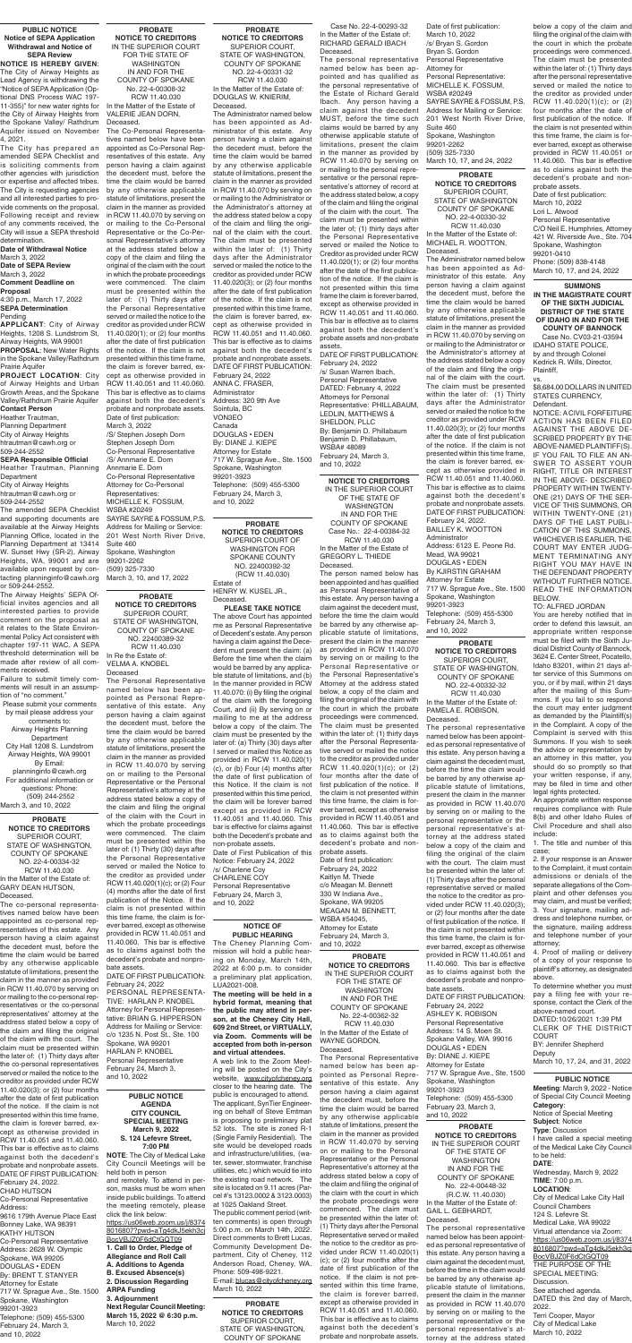## PUBLIC NOTICE
### Notice of SEPA Application Withdrawal and Notice of SEPA Review

**NOTICE IS HEREBY GIVEN:** The City of Airway Heights as Lead Agency is withdrawing the "Notice of SEPA Application (Optional DNS Process WAC 197-11-355)" for new water rights for the City of Airway Heights from the Spokane Valley/ Rathdrum Aquifer issued on November 4, 2021.

The City has prepared an amended SEPA Checklist and is soliciting comments from other agencies with jurisdiction or expertise and affected tribes. The City is requesting agencies and all interested parties to provide comments on the proposal. Following receipt and review of any comments received, the City will issue a SEPA threshold determination.

**Date of Withdrawal Notice**
March 3, 2022

**Date of SEPA Review**
March 3, 2022

**Comment Deadline on Proposal**
4:30 p.m., March 17, 2022

**SEPA Determination**
Pending

**APPLICANT**: City of Airway Heights, 1208 S. Lundstrom St, Airway Heights, WA 99001

**PROPOSAL**: New Water Rights in the Spokane Valley/Rathdrum Prairie Aquifer

**PROJECT LOCATION**: City of Airway Heights and Urban Growth Areas, and the Spokane Valley/Rathdrum Prairie Aquifer

**Contact Person**
Heather Trautman,
Planning Department
City of Airway Heights
htrautman@cawh.org or 509-244-2552

**SEPA Responsible Official**
Heather Trautman, Planning Department
City of Airway Heights
htrautman@cawh.org or 509-244-2552

The amended SEPA Checklist and supporting documents are available at the Airway Heights Planning Office, located in the Planning Department at 13414 W. Sunset Hwy (SR-2), Airway Heights, WA, 99001 and are available upon request by contacting planninginfo@cawh.org or 509-244-2552.

The Airway Heights' SEPA Official invites agencies and all interested parties to provide comment on the proposal as it relates to the State Environmental Policy Act consistent with chapter 197-11 WAC. A SEPA threshold determination will be made after review of all comments received.

Failure to submit timely comments will result in an assumption of "no comment."

Please submit your comments by mail please address your comments to:
Airway Heights Planning Department
City Hall 1208 S. Lundstrom
Airway Heights, WA 99001
By Email:
planninginfo@cawh.org
For additional information or questions: Phone:
(509) 244-2552

March 3, and 10, 2022

## PROBATE NOTICE TO CREDITORS
SUPERIOR COURT, STATE OF WASHINGTON, COUNTY OF SPOKANE
No. 22-4-00334-32
RCW 11.40.030

In the Matter of the Estate of: GARY DEAN HUTSON, Deceased.

The co-personal representatives named below have been appointed as co-personal representatives of this estate. Any person having a claim against the decedent must, before the time the claim would be barred by any otherwise applicable statute of limitations, present the claim in the manner as provided in RCW 11.40.070 by serving on or mailing to the co-personal representatives or the co-personal representatives' attorney at the address stated below a copy of the claim and filing the original of the claim with the court. The claim must be presented within the later of: (1) Thirty days after the co-personal representatives served or mailed the notice to the creditor as provided under RCW 11.40.020(3); or (2) four months after the date of first publication of the notice. If the claim is not presented within this time frame, the claim is forever barred, except as otherwise provided in RCW 11.40.051 and 11.40.060. This bar is effective as to claims against both the decedent's probate and nonprobate assets.

DATE OF FIRST PUBLICATION: February 24, 2022.

CHAD HUTSON
Co-Personal Representative
Address:
9616 179th Avenue Place East
Bonney Lake, WA 98391

KATHY HUTSON
Co-Personal Representative
Address: 2628 W. Olympic
Spokane, WA 99205

DOUGLAS • EDEN
By: BRENT T. STANYER
Attorney for Estate
717 W. Sprague Ave., Ste. 1500
Spokane, Washington 99201-3923
Telephone: (509) 455-5300
February 24, March 3, and 10, 2022

## PROBATE NOTICE TO CREDITORS
IN THE SUPERIOR COURT FOR THE STATE OF WASHINGTON IN AND FOR THE COUNTY OF SPOKANE
No. 22-4-00308-32
RCW 11.40.030

In the Matter of the Estate of: VALERIE JEAN DORN, Deceased.

The Co-Personal Representatives named below have been appointed as Co-Personal Representatives of this estate. Any person having a claim against the decedent must, before the time the claim would be barred by any otherwise applicable statute of limitations, present the claim in the manner as provided in RCW 11.40.070 by serving on or mailing to the Co-Personal Representative or the Co-Personal Representative's attorney at the address stated below a copy of the claim and filing the original of the claim with the court in which the probate proceedings were commenced. The claim must be presented within the later of: (1) Thirty days after the Personal Representative served or mailed the notice to the creditor as provided under RCW 11.40.020(1); or (2) four months after the date of first publication of the notice. If the claim is not presented within this time frame, the claim is forever barred, except as otherwise provided in RCW 11.40.051 and 11.40.060. This bar is effective as to claims against both the decedent's probate and nonprobate assets.

Date of first publication: March 3, 2022

/S/ Stephen Joseph Dorn
Stephen Joseph Dorn
Co-Personal Representative
/s/ Annmarie E. Dorn
Annmarie E. Dorn
Co-Personal Representative
Attorney for Co-Personal Representatives:
MICHELLE K. FOSSUM, WSBA #20249
SAYRE SAYRE & FOSSUM, P.S.
Address for Mailing or Service:
201 West North River Drive, Suite 460
Spokane, Washington 99201-2262
(509) 325-7330
March 3, 10, and 17, 2022

## PROBATE NOTICE TO CREDITORS
SUPERIOR COURT, STATE OF WASHINGTON, COUNTY OF SPOKANE
No. 22400389-32
RCW 11.40.030

In Re the Estate of: VELMA A. KNOBEL
Deceased

The Personal Representative named below has been appointed as Personal Representative of this estate. Any person having a claim against the decedent must, before the time the claim would be barred by any otherwise applicable statute of limitations, present the claim in the manner as provided in RCW 11.40.070 by serving on or mailing to the Personal Representative or the Personal Representative's attorney at the address stated below a copy of the claim and filing the original of the claim with the Court in which the probate proceedings were commenced. The claim must be presented within the later of: (1) Thirty (30) days after the Personal Representative served or mailed the Notice to the creditor as provided under RCW 11.40.020(1)(c); or (2) Four (4) months after the date of first publication of the notice. If the claim is not presented within this time frame, the claim is forever barred, except as otherwise provided in RCW 11.40.051 and 11.40.060. This bar is effective as to claims against both the decedent's probate and nonprobate assets.

DATE OF FIRST PUBLICATION: February 24, 2022

PERSONAL REPRESENTATIVE: HARLAN P. KNOBEL
Attorney for Personal Representative: BRIAN G. HIPPERSON
Address for Mailing or Service: c/o 1235 N. Post St., Ste. 100
Spokane, WA 99201
HARLAN P. KNOBEL
Personal Representative
February 24, March 3, and 10, 2022

## PUBLIC NOTICE
### AGENDA CITY COUNCIL SPECIAL MEETING
**March 9, 2022**
**S. 124 Lefevre Street, 7:00 PM**

**NOTE:** The City of Medical Lake City Council Meetings will be held both in person and remotely. To attend in person, masks must be worn when inside public buildings. To attend the meeting remotely, please click the link below:

https://us06web.zoom.us/j/83748168077pwd=aTg4dkJ5ekh3cjBocVBJZ0F6dGtGQT09

**1. Call to Order, Pledge of Allegiance and Roll Call**
**A. Additions to Agenda**
**B. Excused Absence(s)**
**2. Discussion Regarding ARPA Funding**
**3. Adjournment**
**Next Regular Council Meeting: March 15, 2022 @ 6:30 p.m.**

March 10, 2022

## PROBATE NOTICE TO CREDITORS
SUPERIOR COURT, STATE OF WASHINGTON, COUNTY OF SPOKANE
No. 22-4-00331-32
RCW 11.40.030

In the Matter of the Estate of: DOUGLAS W. KNIERIM, Deceased.

The Administrator named below has been appointed as Administrator of this estate. Any person having a claim against the decedent must, before the time the claim would be barred by any otherwise applicable statute of limitations, present the claim in the manner as provided in RCW 11.40.070 by serving on or mailing to the Administrator or the Administrator's attorney at the address stated below a copy of the claim and filing the original of the claim with the court. The claim must be presented within the later of: (1) Thirty days after the Administrator served or mailed the notice to the creditor as provided under RCW 11.40.020(3); or (2) four months after the date of first publication of the notice. If the claim is not presented within this time frame, the claim is forever barred, except as otherwise provided in RCW 11.40.051 and 11.40.060. This bar is effective as to claims against both the decedent's probate and nonprobate assets.

DATE OF FIRST PUBLICATION: February 24, 2022

ANNA C. FRASER, Administrator
Address: 320 9th Ave
Sointula, BC
V0N3E0
Canada

DOUGLAS • EDEN
By: DIANE J. KIEPE
Attorney for Estate
717 W. Sprague Ave., Ste. 1500
Spokane, Washington 99201-3923
Telephone: (509) 455-5300
February 24, March 3, and 10, 2022

## PROBATE NOTICE TO CREDITORS
SUPERIOR COURT OF WASHINGTON FOR SPOKANE COUNTY
NO. 22400392-32
(RCW 11.40.030)

Estate of HENRY W. KUSEL JR., Deceased.

**PLEASE TAKE NOTICE**

The above Court has appointed me as Personal Representative of Decedent's estate. Any person having a claim against the Decedent must present the claim: (a) Before the time when the claim would be barred by any applicable statute of limitations, and (b) In the manner provided in RCW 11.40.070: (i) By filing the original of the claim with the foregoing Court, and (ii) By serving on or mailing to me at the address below a copy of the claim. The claim must be presented by the later of: (a) Thirty (30) days after I served or mailed this Notice as provided in RCW 11.40.020(1)(c), or (b) Four (4) months after the date of first publication of this Notice. If the claim is not presented within this time period, the claim will be forever barred except as provided in RCW 11.40.051 and 11.40.060. This bar is effective for claims against both the Decedent's probate and non-probate assets.

Date of First Publication of this Notice: February 24, 2022
/s/ Charlene Coy
CHARLENE COY
Personal Representative
February 24, March 3, and 10, 2022

## NOTICE OF PUBLIC HEARING

The Cheney Planning Commission will hold a public hearing on Monday, March 14th, 2022 at 6:00 p.m. to consider a preliminary plat application, LUA2021-008.

**The meeting will be held in a hybrid format, meaning that the public may attend in person, at the Cheney City Hall, 609 2nd Street, or VIRTUALLY, via Zoom. Comments will be accepted from both in-person and virtual attendees.**

A web link to the Zoom Meeting will be posted on the City's website, www.cityofcheney.org closer to the hearing date. The public is encouraged to attend.

The applicant, SynTier Engineering on behalf of Steve Erdmann is proposing to preliminary plat 52 lots. The site is zoned R-1 (Single Family Residential). The site would be developed roads and infrastructure/utilities, (water, sewer, stormwater, franchise utilities, etc.) which would tie into the existing road network. The site is located on 9.11 acres (Parcel #'s 13123.0002 & 3123.0003) at 1025 Oakland Street.

The public comment period (written comments) is open through 5:00 p.m. on March 14th, 2022. Direct comments to Brett Lucas, Community Development Department, City of Cheney, 112 Anderson Road, Cheney, WA. Phone: 509-498-9221.
E-mail: blucas@cityofcheney.org

March 10, 2022

## PROBATE NOTICE TO CREDITORS
SUPERIOR COURT, STATE OF WASHINGTON, COUNTY OF SPOKANE

Case No. 22-4-00293-32
In the Matter of the Estate of: RICHARD GERALD IBACH Deceased.

The personal representative named below has been appointed and has qualified as the personal representative of the Estate of Richard Gerald Ibach. Any person having a claim against the decedent MUST, before the time such claims would be barred by any otherwise applicable statute of limitations, present the claim in the manner as provided by RCW 11.40.070 by serving on or mailing to the personal representative or the personal representative's attorney of record at the address stated below, a copy of the claim and filing the original of the claim with the court. The claim must be presented within the later of; (1) thirty days after the Personal Representative served or mailed Notice to Creditor as provided under RCW 11.40.020(1); or (2) four months after the date of the first publication of the notice. If the claim is not presented within this time frame the claim is forever barred, except as otherwise provided in RCW 11.40.051 and 11.40.060. This bar is effective as to claims against the decedent's probate and non-probate assets.

DATE OF FIRST PUBLICATION: February 24, 2022

/s/ Susan Warren Ibach, Personal Representative
DATED: February 4, 2022
Attorneys for Personal Representative: PHILLABAUM, LEDLIN, MATTHEWS & SHELDON, PLLC
By: Benjamin D. Phillabaum
Benjamin D. Phillabaum, WSBA# 48089
February 24, March 3, and 10, 2022

## NOTICE TO CREDITORS
IN THE SUPERIOR COURT OF THE STATE OF WASHINGTON IN AND FOR THE COUNTY OF SPOKANE
Case No.: 22-4-00384-32
RCW 11.40.030

In the Matter of the Estate of GREGORY L. THIEDE Deceased.

The person named below has been appointed and has qualified as Personal Representative of this estate. Any person having a claim against the decedent must, before the time the claim would be barred by any otherwise applicable statute of limitations, present the claim in the manner as provided in RCW 11.40.070 by serving on or mailing to the Personal Representative or the Personal Representative's Attorney at the address stated below, a copy of the claim and filing the original of the claim with the court in which the probate proceedings were commenced. The claim must be presented within the later of: (1) thirty days after the Personal Representative served or mailed the notice to the creditor as provided under RCW 11.40.020(1)(c); or (2) four months after the date of first publication of the notice. If the claim is not presented within this time frame, the claim is forever barred, except as otherwise provided in RCW 11.40.051 and 11.40.060. This bar is effective as to claims against both the decedent's probate and nonprobate assets.

Date of first publication: February 24, 2022

Kaitlyn M. Thiede
c/o Meagan M. Bennett
330 W Indiana Ave.,
Spokane, WA 99205
MEAGAN M. BENNETT, WSBA #54045,
Attorney for Estate
February 24, March 3, and 10, 2022

## PROBATE NOTICE TO CREDITORS
IN THE SUPERIOR COURT FOR THE STATE OF WASHINGTON IN AND FOR THE COUNTY OF SPOKANE
No. 22-4-00362-32
RCW 11.40.030

In the Matter of the Estate of: WAYNE GORDON, Deceased.

The Personal Representative named below has been appointed as Personal Representative of this estate. Any person having a claim against the decedent must, before the time the claim would be barred by any otherwise applicable statute of limitations, present the claim in the manner as provided in RCW 11.40.070 by serving on or mailing to the Personal Representative or the Personal Representative's attorney at the address stated below a copy of the claim and filing the original of the claim with the court in which the probate proceedings were commenced. The claim must be presented within the later of: (1) Thirty days after the Personal Representative served or mailed the notice to the creditor as provided under RCW 11.40.020(1)(c); or (2) four months after the date of first publication of the notice. If the claim is not presented within this time frame, the claim is forever barred, except as otherwise provided in RCW 11.40.051 and 11.40.060. This bar is effective as to claims against both the decedent's probate and nonprobate assets.

Date of first publication: March 10, 2022
/s/ Bryan S. Gordon
Bryan S. Gordon
Personal Representative
Attorney for Personal Representative:
MICHELLE K. FOSSUM, WSBA #20249
SAYRE SAYRE & FOSSUM, P.S.
Address for Mailing or Service:
201 West North River Drive, Suite 460
Spokane, Washington 99201-2262
(509) 325-7330
March 10, 17, and 24, 2022

## PROBATE NOTICE TO CREDITORS
SUPERIOR COURT, STATE OF WASHINGTON, COUNTY OF SPOKANE
NO. 22-4-00330-32
RCW 11.40.030

In the Matter of the Estate of: MICHAEL R. WOOTTON, Deceased.

The Administrator named below has been appointed as Administrator of this estate. Any person having a claim against the decedent must, before the time the claim would be barred by any otherwise applicable statute of limitations, present the claim in the manner as provided in RCW 11.40.070 by serving on or mailing to the Administrator or the Administrator's attorney at the address stated below a copy of the claim and filing the original of the claim with the court. The claim must be presented within the later of: (1) Thirty days after the Administrator served or mailed the notice to the creditor as provided under RCW 11.40.020(3); or (2) four months after the date of first publication of the notice. If the claim is not presented within this time frame, the claim is forever barred, except as otherwise provided in RCW 11.40.051 and 11.40.060. This bar is effective as to claims against both the decedent's probate and nonprobate assets.

DATE OF FIRST PUBLICATION: February 24, 2022.

BAILLEY K. WOOTTON
Administrator
Address: 6123 E. Peone Rd.
Mead, WA 99021

DOUGLAS • EDEN
By KJIRSTIN GRAHAM
Attorney for Estate
717 W. Sprague Ave., Ste. 1500
Spokane, Washington 99201-3923
Telephone: (509) 455-5300
February 24, March 3, and 10, 2022

## PROBATE NOTICE TO CREDITORS
SUPERIOR COURT, STATE OF WASHINGTON, COUNTY OF SPOKANE
NO. 22-4-00332-32
RCW 11.40.030

In the Matter of the Estate of: PAMELA E. ROBISON, Deceased.

The personal representative named below has been appointed as personal representative of this estate. Any person having a claim against the decedent must, before the time the claim would be barred by any otherwise applicable statute of limitations, present the claim in the manner as provided in RCW 11.40.070 by serving on or mailing to the personal representative or the personal representative's attorney at the address stated below a copy of the claim and filing the original of the claim with the court. The claim must be presented within the later of: (1) Thirty days after the personal representative served or mailed the notice to the creditor as provided under RCW 11.40.020(3); or (2) four months after the date of first publication of the notice. If the claim is not presented within this time frame, the claim is forever barred, except as otherwise provided in RCW 11.40.051 and 11.40.060. This bar is effective as to claims against both the decedent's probate and nonprobate assets.

DATE OF FIRST PUBLICATION: February 24, 2022

ASHLEY K. ROBISON
Personal Representative
Address: 14 S. Moen St.
Spokane Valley, WA 99016

DOUGLAS • EDEN
By: DIANE J. KIEPE
Attorney for Estate
717 W. Sprague Ave., Ste. 1500
Spokane, Washington 99201-3923
Telephone: (509) 455-5300
February 23, March 3, and 10, 2022

## PROBATE NOTICE TO CREDITORS
IN THE SUPERIOR COURT OF THE STATE OF WASHINGTON IN AND FOR THE COUNTY OF SPOKANE
No. 22-4-00448-32
(R.C.W. 11.40.030)

In the Matter of the Estate of: GAIL L. GEBHARDT, Deceased.

The personal representative named below has been appointed as personal representative of this estate. Any person having a claim against the decedent must, before the time the claim would be barred by any otherwise applicable statute of limitations, present the claim in the manner as provided in RCW 11.40.070 by serving on or mailing to the personal representative or the personal representative's attorney at the address stated below a copy of the claim and filing the original of the claim with the court in which the probate proceedings were commenced. The claim must be presented within the later of: (1) Thirty days after the personal representative served or mailed the notice to the creditor as provided under RCW 11.40.020(1)(c); or (2) four months after the date of first publication of the notice. If the claim is not presented within this time frame, the claim is forever barred, except as otherwise provided in RCW 11.40.051 and 11.40.060. This bar is effective as to claims against both the decedent's probate and nonprobate assets.

Date of first publication: March 10, 2022

Lori L. Atwood
Personal Representative
C/O Neil E. Humphries, Attorney
421 W. Riverside Ave., Ste. 704
Spokane, Washington 99201-0410
Phone: (509) 838-4148
March 10, 17, and 24, 2022

## SUMMONS
### IN THE MAGISTRATE COURT OF THE SIXTH JUDICIAL DISTRICT OF THE STATE OF IDAHO IN AND FOR THE COUNTY OF BANNOCK

Case No. CV03-21-03594

IDAHO STATE POLICE, by and through Colonel Kedrick R. Wills, Director, Plaintiff,

vs.

$8,684.00 DOLLARS IN UNITED STATES CURRENCY, Defendant.

NOTICE: A CIVIL FORFEITURE ACTION HAS BEEN FILED AGAINST THE ABOVE DESCRIBED PROPERTY BY THE ABOVE-NAMED PLAINTIFF(S). IF YOU FAIL TO FILE AN ANSWER TO ASSERT YOUR RIGHT, TITLE OR INTEREST IN THE ABOVE- DESCRIBED PROPERTY WITHIN TWENTY-ONE (21) DAYS OF THE SERVICE OF THIS SUMMONS, OR WITHIN TWENTY-ONE (21) DAYS OF THE LAST PUBLICATION OF THIS SUMMONS, WHICHEVER IS EARLIER, THE COURT MAY ENTER JUDGMENT TERMINATING ANY RIGHT YOU MAY HAVE IN THE DEFENDANT PROPERTY WITHOUT FURTHER NOTICE. READ THE INFORMATION BELOW.

TO: ALFRED JORDAN

You are hereby notified that in order to defend this lawsuit, an appropriate written response must be filed with the Sixth Judicial District County of Bannock, 3624 E. Center Street, Pocatello, Idaho 83201, within 21 days after service of this Summons on you, or if by mail, within 21 days after the mailing of this Summons. If you fail to so respond the court may enter judgment as demanded by the Plaintiff(s) in the Complaint. A copy of the Complaint is served with this Summons. If you wish to seek the advice or representation by an attorney in this matter, you should do so promptly so that your written response, if any, may be filed in time and other legal rights protected.

An appropriate written response requires compliance with Rule 6(b) and other Idaho Rules of Civil Procedure and shall also include:

1. The title and number of this case.
2. If your response is an Answer to the Complaint, it must contain admissions or denials of the separate allegations of the Complaint and other defenses you may claim, and must be verified;
3. Your signature, mailing address and telephone number, or the signature, mailing address and telephone number of your attorney;
4. Proof of mailing or delivery of a copy of your response to plaintiff's attorney, as designated above.

To determine whether you must pay a filing fee with your response, contact the Clerk of the above-named court.

DATED:10/26/2021 1:39 PM
CLERK OF THE DISTRICT COURT
BY: Jennifer Shepherd
Deputy
March 10, 17, 24, and 31, 2022

## PUBLIC NOTICE

**Meeting:** March 9, 2022 - Notice of Special City Council Meeting
**Category:** Notice of Special Meeting
**Subject:** Notice
**Type:** Discussion

I have called a special meeting of the Medical Lake City Council to be held:

**DATE:** Wednesday, March 9, 2022
**TIME:** 7:00 p.m.
**LOCATION:** City of Medical Lake City Hall Council Chambers
124 S. Lefevre St.
Medical Lake, WA 99022
Virtual attendance via Zoom:
https://us06web.zoom.us/j/83748168077pwd=aTg4dkJ5ekh3cjBocVBJZ0F6dGtGQT09

THE PURPOSE OF THE SPECIAL MEETING:
Discussion.
See attached agenda.
DATED this 2nd day of March, 2022.
Terri Cooper, Mayor
City of Medical Lake
March 10, 2022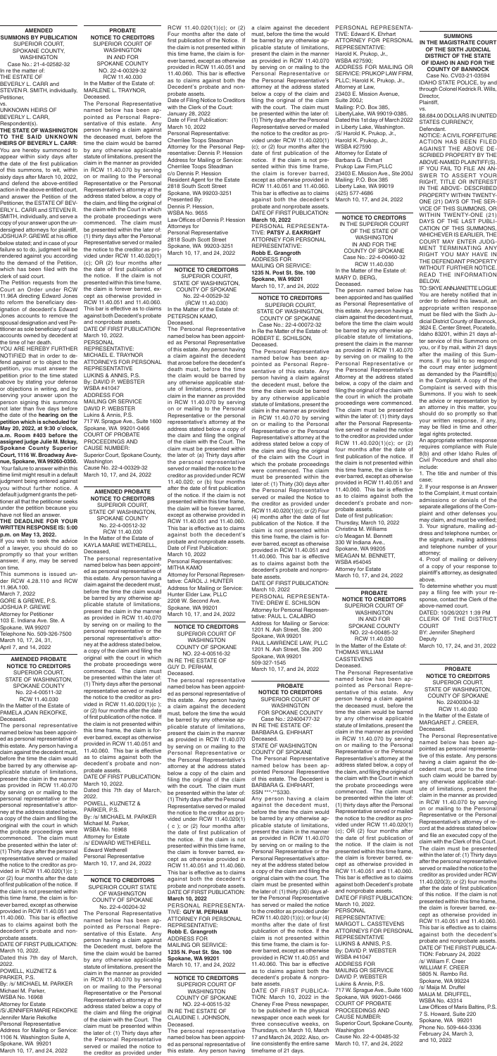## AMENDED SUMMONS BY PUBLICATION

SUPERIOR COURT, SPOKANE COUNTY, WASHINGTON

Case No.: 21-4-02582-32

In re the matter of: THE ESTATE OF BEVERLY L. CARR and STEVEN R. SMITH, individually, Petitioner,

vs.

UNKNOWN HEIRS OF BEVERLY L. CARR, Respondent(s).

**THE STATE OF WASHINGTON TO THE SAID UNKNOWN HEIRS OF BEVERLY L. CARR:** You are hereby summoned to appear within sixty days after the date of the first publication of this summons, to wit, within sixty days after March 10, 2022, and defend the above-entitled action in the above entitled court, and answer the Petition of the Petitioner, the ESTATE OF BEVERLY L. CARR and STEVEN R. SMITH, individually, and serve a copy of your answer upon the undersigned attorneys for plaintiff, JOSHUA P. GREWE at his office below stated; and in case of your failure so to do, judgment will be rendered against you according to the demand of the Petition, which has been filed with the clerk of said court.

The Petition requests from the Court an Order under RCW 11.96A directing Edward Jones to reform the beneficiary designation of decedent's Edward Jones accounts to remove the spousal designation and vest Petitioner as sole beneficiary of said accounts owned by decedent at the time of her death.

YOU ARE HEREBY FURTHER NOTIFIED that in order to defend against or to object to the petition, you must answer the petition prior to the time stated above by stating your defense or objections in writing, and by serving your answer upon the person signing this summons not later than five days before the date of the **hearing on the petition which is scheduled for May 20, 2022, at 9:30 o'clock, a.m. Room #403 before the assigned judge Julie M. Mckay, Spokane County Superior Court, 1116 W. Broadway Avenue, Spokane, WA 99260-0350.** Your failure to answer within this time limit might result in a default judgment being entered against you without further notice. A default judgment grants the petitioner all that the petitioner seeks under the petition because you have not filed an answer.

**THE DEADLINE FOR YOUR WRITTEN RESPONSE IS: 5:00 p.m. on May 13, 2022.**

If you wish to seek the advice of a lawyer, you should do so promptly so that your written answer, if any, may be served on time.

This summons is issued under RCW 4.28.110 and RCW 11.96A.100.

March 7, 2022

GORE & GREWE, P.S.
JOSHUA P. GREWE
Attorney for Petitioner
103 E. Indiana Ave. Ste. A
Spokane, WA 99207
Telephone No. 509-326-7500

March 10, 17, 24, 31, April 7, and 14, 2022

## AMENDED PROBATE NOTICE TO CREDITORS

SUPERIOR COURT, STATE OF WASHINGTON, SPOKANE COUNTY

No. 22-4-00511-32
RCW 11.40.030

In the Matter of the Estate of PAMELA JOAN REKOFKE, Deceased.

The personal representative named below has been appointed as personal representative of this estate. Any person having a claim against the decedent must, before the time the claim would be barred by any otherwise applicable statute of limitations, present the claim in the manner as provided in RCW 11.40.070 by serving on or mailing to the personal representative or the personal representative's attorney at the address stated below, a copy of the claim and filing the original with the court in which the probate proceedings were commenced. The claim must be presented within the later of: (1) Thirty days after the personal representative served or mailed the notice to the creditor as provided in RCW 11.40.020(1)(c ); or (2) four months after the date of first publication of the notice. If the claim is not presented within this time frame, the claim is forever barred, except as otherwise provided in RCW 11.40.051 and 11.40.060. This bar is effective as to claims against both the decedent's probate and nonprobate assets.

DATE OF FIRST PUBLICATION: March 10, 2022.

Dated this 7th day of March, 2022.

POWELL, KUZNETZ & PARKER, P.S.
By: /s/ MICHAEL M. PARKER
Michael M. Parker, WSBA No. 16968
Attorney for Estate
/S/ JENNIFER MARIE REKOFKE
Jennifer Marie Rekofke
Personal Representative
Address for Mailing or Service: 1106 N. Washington Suite A, Spokane, WA 99201

March 10, 17, and 24, 2022

## PROBATE NOTICE TO CREDITORS

SUPERIOR COURT OF WASHINGTON IN AND FOR SPOKANE COUNTY

NO. 22-4-00329-32
RCW 11.40.030

In the Matter of the Estate of: MARLENE L. TRAYNOR, Deceased.

The Personal Representative named below has been appointed as Personal Representative of this estate. Any person having a claim against the deceased must, before the time the claim would be barred by any otherwise applicable statute of limitations, present the claim in the manner as provided in RCW 11.40.070 by serving on or mailing to the Personal Representative or the Personal Representative's attorney at the address stated below, a copy of the claim, and filing the original of the claim with the Court in which the probate proceedings were commenced. The claim must be presented within the later of: (1) thirty days after the Personal Representative served or mailed the notice to the creditor as provided under RCW 11.40.020(1)(c); OR (2) four months after the date of first publication of the notice. If the claim is not presented within this time frame, the claim is forever barred, except as otherwise provided in RCW 11.40.051 and 11.40.060. This bar is effective as to claims against both Decedent's probate and nonprobate assets.

DATE OF FIRST PUBLICATION: March 10, 2022.

PERSONAL REPRESENTATIVE: MICHAEL E. TRAYNOR

ATTORNEYS FOR PERSONAL REPRESENTATIVE: LUKINS & ANNIS, P.S.
By: DAVID P. WEBSTER
WSBA #41047

ADDRESS FOR MAILING OR SERVICE
DAVID P. WEBSTER
Lukins & Annis, P.S.
717 W. Sprague Ave., Suite 1600
Spokane, WA 99201-0466

COURT OF PROBATE PROCEEDINGS AND CAUSE NUMBER: Superior Court, Spokane County, Washington
Cause No. 22-4-00329-32

March 10, 17, and 24, 2022

## AMENDED PROBATE NOTICE TO CREDITORS

SUPERIOR COURT, STATE OF WASHINGTON, SPOKANE COUNTY

No. 22-4-00512-32
RCW 11.40.030

In the Matter of the Estate of KAYLA MARIE WETHERELL, Deceased.

The personal representative named below has been appointed as personal representative of this estate. Any person having a claim against the decedent must, before the time the claim would be barred by any otherwise applicable statute of limitations, present the claim in the manner as provided in RCW 11.40.070 by serving on or mailing to the personal representative or the personal representative's attorney at the address stated below, a copy of the claim and filing the original with the court in which the probate proceedings were commenced. The claim must be presented within the later of: (1) Thirty days after the personal representative served or mailed the notice to the creditor as provided in RCW 11.40.020(1)(c ); or (2) four months after the date of first publication of the notice. If the claim is not presented within this time frame, the claim is forever barred, except as otherwise provided in RCW 11.40.051 and 11.40.060. This bar is effective as to claims against both the decedent's probate and nonprobate assets.

DATE OF FIRST PUBLICATION: March 10, 2022.

Dated this 7th day of March, 2022.

POWELL, KUZNETZ & PARKER, P.S.
By: /s/ MICHAEL M. PARKER
Michael M. Parker, WSBA No. 16968
Attorney for Estate
/s/ EDWARD WETHERELL
Edward Wetherell
Personal Representative

March 10, 17, and 24, 2022

## NOTICE TO CREDITORS

SUPERIOR COURT STATE OF WASHINGTON COUNTY OF SPOKANE

No. 22-4-00204-32

The Personal Representative named below has been appointed as Personal Representative of this estate. Any person having a claim against the Decedent must, before the time the claim would be barred by any otherwise applicable statute of limitations, present the claim in the manner as provided in RCW 11.40.070 by serving on or mailing to the Personal Representative or the Personal Representative's attorney at the address stated below a copy of the claim and filing the original of the claim with the Court. The claim must be presented within the later of: (1) Thirty days after the Personal Representative served or mailed the notice to the creditor as provided under RCW 11.40.020(1)(c); or (2) Four months after the date of first publication of the Notice. If the claim is not presented within this time frame, the claim is forever barred, except as otherwise provided in RCW 11.40.051 and 11.40.060. This bar is effective as to claims against both the Decedent's probate and non-probate assets.

Date of Filing Notice to Creditors with the Clerk of the Court: January 28, 2022

Date of First Publication: March 10, 2022

Personal Representative: Cherrilee Toops Steadman
Attorney for the Personal Representative: Dennis P. Hession
Address for Mailing or Service: Cherrilee Toops Steadman c/o Dennis P. Hession
Resident Agent for the Estate
2818 South Scott Street
Spokane, WA 99203-3251

Presented By:
Dennis P. Hession, WSBA No. 9655
Law Offices of Dennis P. Hession
Attorneys for Personal Representative
2818 South Scott Street
Spokane, WA 99203-3251

March 10, 17, and 24, 2022

## NOTICE TO CREDITORS

SUPERIOR COURT, STATE OF WASHINGTON, COUNTY OF SPOKANE

No. 22-4-00529-32
RCW 11.40.030

In the Matter of the Estate of: PETERSON KAMO, Deceased.

The Personal Representative named below has been appointed as Personal Representative of this estate. Any person having a claim against the decedent that arose before the decedent's death must, before the time the claim would be barred by any otherwise applicable statute of limitations, present the claim in the manner as provided in RCW 11.40.070 by serving on or mailing to the Personal Representative or the personal representative's attorney at the address stated below a copy of the claim and filing the original of the claim with the Court. The claim must be presented within the later of: (a) Thirty days after the personal representative served or mailed the notice to the creditor as provided under RCW 11.40.020; or (b) four months after the date of first publication of the notice. If the claim is not presented within this time frame, the claim will be forever barred, except as otherwise provided in RCW 11.40.051 and 11.40.060. This bar is effective as to claims against both the decedent's probate and nonprobate assets.

Date of First Publication: March 10, 2022

Personal Representatives: MITHA KAMO

Attorney for Personal Representative: CAROL J. HUNTER

Address for Mailing or Service: Hunter Elder Law, PLLC
2208 W. Second Ave.
Spokane, WA 99201

March 10, 17, and 24, 2022

## NOTICE TO CREDITORS

SUPERIOR COURT OF WASHINGTON COUNTY OF SPOKANE

NO. 22-4-00516-32

IN RE THE ESTATE OF GUY D. PERHAM, Deceased.

The personal representative named below has been appointed as personal representative of this estate. Any person having a claim against the decedent must, before the time the claim would be barred by any otherwise applicable statute of limitations, present the claim in the manner as provided in RCW 11.40.070 by serving on or mailing to the Personal Representative or the Personal Representative's attorney at the address stated below a copy of the claim and filing the original of the claim with the court. The claim must be presented within the later of: (1) Thirty days after the Personal Representative served or mailed the notice to the creditor as provided under RCW 11.40.020(1)( c ); or (2) four months after the date of first publication of the notice. If the claim is not presented within this time frame, the claim is forever barred, except as otherwise provided in RCW 11.40.051 and 11.40.060. This bar is effective as to claims against both the decedent's probate and nonprobate assets.

DATE OF FIRST PUBLICATION: **March 10, 2022**

PERSONAL REPRESENTATIVE: **GUY M. PERHAM**

ATTORNEY FOR PERSONAL REPRESENTATIVE: **Robb E. Grangroth**

ADDRESS FOR MAILING OR SERVICE: **1235 N. Post St. Ste. 100 Spokane, WA 99201**

March 10, 17, and 24, 2022

## NOTICE TO CREDITORS

SUPERIOR COURT OF WASHINGTON COUNTY OF SPOKANE

NO. 22-4-00515-32

IN RE THE ESTATE OF CLAUDINE I. JOHNSON, Deceased.

The personal representative named below has been appointed as personal representative of this estate. Any person having a claim against the decedent must, before the time the claim would be barred by any otherwise applicable statute of limitations, present the claim in the manner as provided in RCW 11.40.070 by serving on or mailing to the Personal Representative or the Personal Representative's attorney at the address stated below a copy of the claim and filing the original of the claim with the court. The claim must be presented within the later of: (1) Thirty days after the Personal Representative served or mailed the notice to the creditor as provided under RCW 11.40.020(1) (c); or (2) four months after the date of first publication of the notice. If the claim is not presented within this time frame, the claim is forever barred, except as otherwise provided in RCW 11.40.051 and 11.40.060. This bar is effective as to claims against both the decedent's probate and nonprobate assets.

DATE OF FIRST PUBLICATION: **March 10, 2022**

PERSONAL REPRESENTATIVE: **PATSY J. EAKRIGHT**

ATTORNEY FOR PERSONAL REPRESENTATIVE: **Robb E. Grangroth**

ADDRESS FOR MAILING OR SERVICE: **1235 N. Post St. Ste. 100 Spokane, WA 99201**

March 10, 17, and 24, 2022

## NOTICE TO CREDITORS

SUPERIOR COURT, STATE OF WASHINGTON, COUNTY OF SPOKANE

Case No.: 22-4-00272-32

In Re the Matter of the Estate of: ROBERT E. SCHILSON, Deceased.

The Personal Representative named below has been appointed as Personal Representative of this estate. Any person having a claim against the decedent must, before the time the claim would be barred by any otherwise applicable statute of limitations, present the claim in the manner as provided in RCW 11.40.070 by serving on or mailing to the Personal Representative or the Personal Representative's attorney at the address stated below a copy of the claim and filing the original of the claim with the court in which the probate proceedings were commenced. The claim must be presented within the later of: (1) Thirty (30) days after the Personal Representative served or mailed the Notice to the creditor as provided under RCW 11.40.020(1)(c); or (2) Four (4) months after the date of first publication of the Notice. If the claim is not presented within this time frame, the claim is forever barred, except as otherwise provided in RCW 11.40.051 and 11.40.060. This bar is effective as to claims against both the decedent's probate and nonprobate assets.

DATE OF FIRST PUBLICATION: March 10, 2022

PERSONAL REPRESENTATIVE: DREW E. SCHILSON

Attorney for Personal Representative: PAUL L. CALABRO

Address for Mailing or Service: 1201 N. Ash Street, Ste. 200 Spokane, WA 99201

PAUL LAWRENCE LAW, PLLC
1201 N. Ash Street, Ste. 200
Spokane, WA 99201
509-327-1545

March 10, 17, and 24, 2022

## PROBATE NOTICE TO CREDITORS

SUPERIOR COURT OF WASHINGTON FOR SPOKANE COUNTY

Case No.: 22400477-32

IN RE THE ESTATE OF: BARBARA G. EHRHART Deceased.

STATE OF WASHINGTON COUNTY OF SPOKANE

The Personal Representative named below has been appointed Personal Representative of this estate. The Decedent is BARBARA G. EHRHART, SSN ***-**5330.

Any person having a claim against the decedent must, before the time the claim would be barred by any otherwise applicable statute of limitations, present the claim in the manner as provided in RCW 11.40.070 by serving on or mailing to the Personal Representative or the Personal Representative's attorney at the address stated below a copy of the claim and filing the original claim with the court. The claim must be presented within the later of: (1) thirty (30) days after the Personal Representative has served or mailed the notice to the creditor as provided under RCW 11.40.020 (1)(c); or four (4) months after the date of first publication of the notice. If the claim is not presented within this time frame, the claim is forever barred, except as otherwise provided in RCW 11.40.051 and 11.40.060. This bar is effective as to claims against both the decedent's probate & nonprobate assets.

DATE OF FIRST PUBLICATION: March 10, 2022 in the Cheney Free Press newspaper, to be published in the physical newspaper once each week for three consecutive weeks, on Thursdays, on March 10, March 17 and March 24, 2022. Also, online consistently the entire same timeframe of 21 days.

PERSONAL REPRESENTATIVE: Edward K. Ehrhart

ATTORNEY FOR PERSONAL REPRESENTATIVE: Harold K. Prukop, Jr., WSBA #27590;

ADDRESS FOR MAILING OR SERVICE: PRUKOP LAW FIRM, PLLC; Harold K. Prukop, Jr., Attorney at Law, 23403 E. Mission Avenue, Suite 200J;

Mailing: P.O. Box 385, LibertyLake, WA 99019-0385.

Dated this 1st day of March 2022 in Liberty Lake, Washington.

/S/ Harold K. Prukop, Jr.,
Harold K. Prukop, Jr.,
WSBA #27590
Attorney for Estate of Barbara G. Ehrhart
Prukop Law Firm,PLLC
23403 E. Mission Ave., Ste 200J
Mailing: P.O. Box 385
Liberty Lake, WA 99019
(425) 577-4686

March 10, 17, and 24, 2022

## NOTICE TO CREDITORS

IN THE SUPERIOR COURT OF THE STATE OF WASHINGTON IN AND FOR THE COUNTY OF SPOKANE

Case No.: 22-4-00460-32
RCW 11.40.030

In the Matter of the Estate of: MARY D. BERG, Deceased.

The person named below has been appointed and has qualified as Personal Representative of this estate. Any person having a claim against the decedent must, before the time the claim would be barred by any otherwise applicable statute of limitations, present the claim in the manner as provided in RCW 11.40.070 by serving on or mailing to the Personal Representative or the Personal Representative's Attorney at the address stated below, a copy of the claim and filing the original of the claim with the court in which the probate proceedings were commenced. The claim must be presented within the later of: (1) thirty days after the Personal Representative served or mailed the notice to the creditor as provided under RCW 11.40.020(1)(c); or (2) four months after the date of first publication of the notice. If the claim is not presented within this time frame, the claim is forever barred, except as otherwise provided in RCW 11.40.051 and 11.40.060. This bar is effective as to claims against both the decedent's probate and non-probate assets.

Date of first publication: Thursday, March 10, 2022

Christina M. Williams
c/o Meagan M. Bennett
330 W Indiana Ave., Spokane, WA 99205
MEAGAN M. BENNETT, WSBA #54045
Attorney for Estate

March 10, 17, and 24, 2022

## PROBATE NOTICE TO CREDITORS

SUPERIOR COURT OF WASHINGTON IN AND FOR SPOKANE COUNTY

NO. 22-4-00485-32
RCW 11.40.030

In the Matter of the Estate of: THOMAS WILLIAM CASSTEVENS Deceased.

The Personal Representative named below has been appointed as Personal Representative of this estate. Any person having a claim against the deceased must, before the time the claim would be barred by any otherwise applicable statute of limitations, present the claim in the manner as provided in RCW 11.40.070 by serving on or mailing to the Personal Representative or the Personal Representative's attorney at the address stated below, a copy of the claim, and filing the original of the claim with the Court in which the probate proceedings were commenced. The claim must be presented within the later of: (1) thirty days after the Personal Representative served or mailed the notice to the creditor as provided under RCW 11.40.020(1) (c); OR (2) four months after the date of first publication of the notice. If the claim is not presented within this time frame, the claim is forever barred, except as otherwise provided in RCW 11.40.051 and 11.40.060. This bar is effective as to claims against both Decedent's probate and nonprobate assets.

DATE OF FIRST PUBLICATION: March 10, 2022.

PERSONAL REPRESENTATIVE: MARGOT L. CASSTEVENS

ATTORNEYS FOR PERSONAL REPRESENTATIVE LUKINS & ANNIS, P.S.
By: DAVID P. WEBSTER
WSBA #41047

ADDRESS FOR MAILING OR SERVICE
DAVID P. WEBSTER
Lukins & Annis, P.S.
717 W. Sprague Ave., Suite 1600
Spokane, WA 99201-0466

COURT OF PROBATE PROCEEDINGS AND CAUSE NUMBER: Superior Court, Spokane County, Washington
Cause No. 22-4-00485-32

March 10, 17, and 24, 2022

## SUMMONS IN THE MAGISTRATE COURT OF THE SIXTH JUDICIAL DISTRICT OF THE STATE OF IDAHO IN AND FOR THE COUNTY OF BANNOCK

Case No. CV03-21-03594

IDAHO STATE POLICE, by and through Colonel Kedrick R. Wills, Director, Plaintiff,

vs.

$8,684.00 DOLLARS IN UNITED STATES CURRENCY, Defendant.

NOTICE: A CIVIL FORFEITURE ACTION HAS BEEN FILED AGAINST THE ABOVE DESCRIBED PROPERTY BY THE ABOVE-NAMED PLAINTIFF(S). IF YOU FAIL TO FILE AN ANSWER TO ASSERT YOUR RIGHT, TITLE OR INTEREST IN THE ABOVE- DESCRIBED PROPERTY WITHIN TWENTY-ONE (21) DAYS AFTER THE SERVICE OF THIS SUMMONS, OR WITHIN TWENTY-ONE (21) DAYS OF THE LAST PUBLICATION OF THIS SUMMONS, WHICHEVER IS EARLIER, THE COURT MAY ENTER JUDGMENT TERMINATING ANY RIGHT YOU MAY HAVE IN THE DEFENDANT PROPERTY WITHOUT FURTHER NOTICE. READ THE INFORMATION BELOW.

TO: KEVIN ANNJANETTE LOGUE
You are hereby notified that in order to defend this lawsuit, an appropriate written response must be filed with the Sixth Judicial District County of Bannock, 3624 E. Center Street, Pocatello, Idaho 83201, within 21 days after service of this Summons on you, or if by mail, within 21 days after the mailing of this Summons. If you fail to so respond the court may enter judgment as demanded by the Plaintiff(s) in the Complaint. A copy of the Complaint is served with this Summons. If you wish to seek the advice or representation by an attorney in this matter, you should do so promptly so that your written response, if any, may be filed in time and other legal rights protected.

An appropriate written response requires compliance with Rule 8(b) and other Idaho Rules of Civil Procedure and shall also include:

1. The title and number of this case.
2. If your response is an Answer to the Complaint, it must contain admissions or denials of the separate allegations of the Complaint and other defenses you may claim, and must be verified;
3. Your signature, mailing address and telephone number, or the signature, mailing address and telephone number of your attorney;
4. Proof of mailing or delivery of a copy of your response to plaintiff's attorney, as designated above.

To determine whether you must pay a filing fee with your response, contact the Clerk of the above-named court.

DATED: 10/26/2021 1:39 PM

CLERK OF THE DISTRICT COURT
BY: Jennifer Shepherd
Deputy

March 17, 24, 31, and 24, 2022

## PROBATE NOTICE TO CREDITORS

SUPERIOR COURT, STATE OF WASHINGTON, COUNTY OF SPOKANE

No. 22400304-32
RCW 11.40.030

In the Matter of the Estate of MARGARET J. CREER, Deceased.

The Personal Representative named below has been appointed as personal representative of this estate. Any persons having a claim against the decedent must, prior to the time such claim would be barred by any otherwise applicable statute of limitations, present the claim in the manner as provided in RCW 11.40.070 by serving on or mailing to the Personal Representative or the Personal Representative's attorney of record at the address stated below and file an executed copy of the claim with the Clerk of this Court. The claim must be presented within the later of: (1) Thirty days after the Personal Representative served or mailed the notice to the creditor as provided under RCW 11.40.020(3); or (2) four months after the date of first publication of this notice. If the claim is not presented within this time frame, the claim is forever barred, except as otherwise provided in RCW 11.40.051 and 11.40.060. This bar is effective as to claims against both the decedent's probate and nonprobate assets.

DATE OF THE FIRST PUBLICATION: February 24, 2022

/s/ William F. Creer
WILLIAM F. CREER
5805 N. Rambo Rd.
Spokane, WA 99224

/s/ Malia M. Druffel
MALIA M. DRUFFEL, WSBA No. 43314
Law Offices of Maris Baltins, P.S.
7 S. Howard, Suite 220
Spokane, WA 99201
Phone No. 509-444-3336

February 24, March 3, and 10, 2022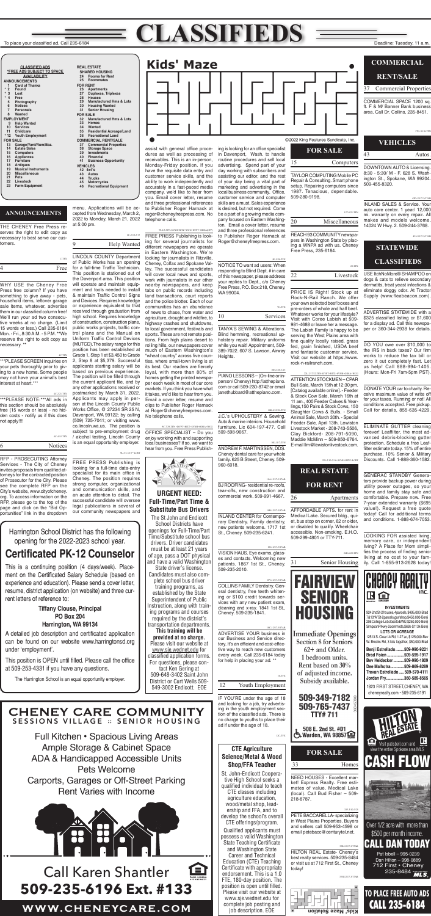# CLASSIFIEDS

To place your classified ad. Call 235-6184 — Deadline: Tuesday, 11 a.m.

**CLASSIFIED ADS**
**\*FREE ADS SUBJECT TO SPACE AVAILABILITY**

**ANNOUNCEMENTS**
- 1 Card of Thanks
- \* 2 Found
- \* 3 Lost
- \* 4 Free
- 5 Photography
- 6 Notices
- 7 Personals
- 8 Wanted

**EMPLOYMENT**
- 9 Help Wanted
- 10 Services
- 11 Childcare
- \* 12 Youth Employment

**FOR SALE**
- 13 Garage/Yard/Rum/Baz.
- 14 Estate Sales
- 15 Computers
- 16 Appliances
- 17 Furniture
- 18 Antiques
- 19 Musical Instruments
- 20 Miscellaneous
- 21 Pets
- 22 Livestock
- 23 Farm Equipment

**REAL ESTATE**
**SHARED HOUSING**
- 24 Rooms for Rent
- 25 Roommates

**FOR RENT**
- 26 Apartments
- 27 Duplexes, Triplexes
- 28 Houses
- 29 Manufactured Hms & Lots
- 30 Housing Wanted
- 31 Senior Housing

**FOR SALE**
- 32 Manufactured Hms & Lots
- 33 Homes
- 34 Wanted
- 35 Residential Acreage/Land
- 36 Recreational Land

**COMMERCIAL RENT/SALE**
- 37 Commercial Properties
- 38 Storage Space
- 39 Investments
- 40 Financial
- 41 Business Opportunity

**VEHICLES**
- 42 4x4's
- 43 Autos
- 44 Trucks
- 45 Motorcycles
- 46 Recreational Equipment

## ANNOUNCEMENTS

THE CHENEY Free Press reserves the right to edit copy as necessary to best serve our customers.

## 4 Free

WHY USE the Cheney Free Press free column? If you have something to give away - pets, household items, leftover garage sale items, whatever, advertise them in our classified column free! We'll run your ad two consecutive weeks at no charge. (Limit 15 words or less.) Call 235-6184 Mon.- Fri., 8:30 A.M. - 5 P.M. \*\*We reserve the right to edit copy as necessary. \*\*

\*\*\*PLEASE SCREEN inquiries on your pets thoroughly prior to giving to a new home. Some people may not have your animal's best interest at heart.\*\*\*

\*\*\*PLEASE NOTE:\*\*\*All ads in this section should be absolutely free (15 words or less) - no hidden costs - notify us if this does not apply!!!!

## 6 Notices

RFP - PROSECUTING Attorney Services - The City of Cheney invites proposals from qualified attorneys for the contracted position of Prosecutor for the City. Please see the complete RFP on the City's website, www.cityofcheney.org. To access information on the RFP, please go to the top of the page and click on the "Bid Opportunities" link in the dropdown menu. Applications will be accepted from Wednesday, March 2, 2022 to Monday, March 21, 2022 at 5:00 pm.

## 9 Help Wanted

LINCOLN COUNTY Department of Public Works has an opening for a full-time Traffic Technician. This position is stationed out of the Davenport area. This position will operate and maintain equipment and tools needed to install & maintain Traffic Control Signs and Devices. Requires knowledge or experience equivalent to that received through graduation from high school. Requires knowledge of construction, construction plans, public works projects, traffic control plans and the Manual on Uniform Traffic Control Devices (MUTCD). The salary range for this position has been established at Grade 1, Step 1 at $3,450 to Grade 2, Step 8 at $5,379. Successful applicants starting salary will be based on previous experience. The position will be filled through the current applicant file, and by any other applications received or postmarked by March 31, 2022. Applicants may apply in person at the Lincoln County Public Works Office, @ 27234 SR 25 N, Davenport, WA 99122; by calling (509) 725-7041; or visiting www.co.lincoln.wa.us. The position is subject to pre-employment drug / alcohol testing. Lincoln County is an equal opportunity employer.

FREE PRESS Publishing is looking for a full-time sales specialist for its main office in Cheney. The position requires strong computer, organizational and communication skills, and an acute attention to detail. The successful candidate will oversee legal publications in several of our community newspapers and assist with general office procedures as well as processing of receivables. This is an in-person, Monday-Friday position. If you have the requisite data entry and customer service skills, and the ability to work independently and accurately in a fast-paced media company, we'd like to hear from you. Email cover letter, resume and three professional references to Publisher Roger Harnack at roger@cheneyfreepress.com. No telephone calls.

FREE PRESS Publishing is looking for several journalists for different newspapers we operate in Eastern Washington. We're looking for journalists in Ritzville, Cheney, Colfax and Spokane Valley. The successful candidates will cover local news and sports, work with journalists in our other nearby newspapers, and keep tabs on public records including land transactions, court reports and the police blotter. Each of our communities has an abundance of news to chase, from water and agriculture, drought and wildfire, to highway crashes and shutdowns, to local government, festivals and sports. These are not remote positions. From high plains desert to rolling hills, our newspapers cover much of Eastern Washington's "wheat country" across five counties, where small-town living is at its best. Our readers are fiercely loyal, with more than 80% of homes getting the printed newspaper each week in most of our core markets. If you think you have what it takes, we'd like to hear from you. Email a cover letter, resume and clips to Publisher Roger Harnack at Roger@cheneyfreepress.com. No telephone calls.

OFFICE SPECIALIST – Do you enjoy working with and supporting local businesses? If so, we want to hear from you. Free Press Publishing is looking for an office specialist in Davenport, Wash. to handle routine procedures and sell local advertising. Spend part of your day working with subscribers and assisting our editor, and the rest of your day being a vital part of marketing and advertising in the local business community. Office, customer service and computer skills are a must. Sales experience is desired, but not required. Come be a part of a growing media company focused on Eastern Washington. Email a cover letter, resume and three professional references to Publisher Roger Harnack at Roger@cheneyfreepress.com.

NOTICE TO want ad users: When responding to Blind Dept. # in care of this newspaper, please address your replies to Dept._ c/o Cheney Free Press, P.O. Box 218, Cheney, WA 99004.

### Harrington School District has the following opening for the 2022-2023 school year.

## Certificated PK-12 Counselor

This is a continuing position (4 days/week). Placement on the Certificated Salary Schedule (based on experience and education). Please send a cover letter, resume, district application (on website) and three current letters of reference to:

**Tiffany Clouse, Principal**
**PO Box 204**
**Harrington, WA 99134**

A detailed job description and certificated application can be found on our website www.harringtonsd.org under 'employment'.

This position is OPEN until filled. Please call the office at 509-253-4331 if you have any questions.

The Harrington School is an equal opportunity employer.

### URGENT NEED: Full-Time/Part Time & Substitute Bus Drivers

The St John and Endicott School Districts have openings for Full-Time/Part Time/Substitute school bus drivers. Driver candidates must be at least 21 years of age, pass a DOT physical and have a valid Washington State driver's license. Candidates must also complete school bus driver training programs, as established by the State Superintendent of Public Instruction, along with training programs and courses required by the district's transportation departments. **This training will be provided at no charge.** Please visit our website at www.sje.wednet.edu for classified application forms. For questions, please contact Ken Gering at 509-648-3402 Saint John District or Curt Wells 509-549-3002 Endicott. EOE

## 10 Services

TANYA'S SEWING & Alterations. Blind hemming, recreational upholstery repair. Military uniforms while you wait! Appointment, 509-389-7022. 607 S. Lawson, Airway Heights.

PIANO LESSONS – (On-line or in-person/ Cheney) http://atthepiano.com or call 509-230-8742 or email janethubbard@atthepiano.com.

J.C.'s UPHOLSTERY & Sewing. Auto & marine interiors. Household furniture. Lic 604-197-477. Call 509-598-9667.

ANDREW F. MARTINSSEN, DDS. Cheney dental care for your whole family. 625 B Street, Cheney. 509-960-6018.

BJ ROOFING- residential re-roofs, tear-offs, new construction and commercial work. 509-991-4667.

INLAND CENTER for Contemporary Dentistry. Family dentistry, new patients welcome. 1717 1st St., Cheney. 509-235-6241.

VISION HAUS. Eye exams, glasses and contacts. Welcoming new patients. 1867 1st St., Cheney. 509-235-2010.

COLLINS FAMILY Dentistry. General dentistry, free teeth whitening or $100 credit towards services with any new patient exam, cleaning and x-ray. 1841 1st St., Cheney. 509-235-1841.

ADVERTISE YOUR business in our Business and Service directory. It's an efficient and cost-effective way to reach new customers every week. Call 235-6184 today for help in placing your ad. \*\*

## 12 Youth Employment

IF YOU'RE under the age of 18 and looking for a job, try advertising in the youth employment section of the classified ads. There is no charge to youths to place their ad if under the age of 18.

### CTE Agriculture Science/Metal & Wood Shop/FFA Teacher

St. John-Endicott Cooperative High School seeks a qualified individual to teach CTE classes including agriculture education, wood/metal shop, leadership and FFA, and to develop the school's overall CTE offerings/program. Qualified applicants must possess a valid Washington State Teaching Certificate and Washington State Career and Technical Education (CTE) Teaching Certificate with appropriate endorsement. This is a 1.0 FTE, 180-day position. The position is open until filled. Please visit our website at www.sje.wednet.edu for complete job posting and job description. EOE

## FOR SALE

## 15 Computers

TAYLOR COMPUTING Mobile PC Repair & Consulting. Smart phone setup. Repairing computers since 1987. Tenacious, dependable. 509-280-9198.

## 20 Miscellaneous

REACH 93 COMMUNITY newspapers in Washington State by placing a WNPA ad with us. Cheney Free Press, 235-6184.

## 22 Livestock

PRICE IS Right! Stock up at Rock-N-Rail Ranch. We offer your own selected beef boxes and pre-orders of whole and half beef. Whatever works for your lifestyle? Visit with Coree Labish at 509-981-4688 or leave her a message. The Labish Family is happy to be serving the West Plains area with fine quality locally raised, grass fed, grain finished, USDA beef and fantastic customer service. Visit our website at https://www.rock-n-railranch.com.

ATTENTION STOCKMEN – CPAR Bull Sale, March 15th at 12:30 pm. [Catalog available online]. - Feeder & Stock Cow Sale, March 16th at 11 am, 400 Feeder Calves & Yearlings,150 Pairs & Stock Cows, 150 Slaughter Cows & Bulls. - Small Animal Sale, March 30th. - Special Feeder Sale, April 13th. Lewiston Livestock Market - 208-743-5506, Clay Bickford- 208-791-5090, Maddie McMinn – 509-850-6764. E-mail lm@lewistonlivestock.com.

## REAL ESTATE
## FOR RENT

## 26 Apartments

AFFORDABLE APTS. for rent in Medical Lake. Secured bldg., quiet, bus stop on corner, 62 or older, or disabled to qualify. Wheelchair accessible. Non-smoking. E.H.O. 509-299-4801 or TTY-711.

## 31 Senior Housing

### FAIRVIEW SENIOR HOUSING

**Immediate Openings**
Section 8 for Seniors 62+ and Older.
1 bedroom units.
Rent based on 30% of adjusted income.
Subsidy available.

**509-349-7182**
**509-765-7437**
**TTY# 711**

**508 E. 2nd St. #D1**
**Warden, WA 98857**

## FOR SALE

## 33 Homes

NEED HOUSES - Excellent market! Express Realty. Free estimates of value. Medical Lake (local). Call Bud Fisher – 509-218-8787.

PETE BACCARELLA- specializing in West Plains Properties. Buyers and sellers call 509-953-4598 or email petebacc@centurytel.net.

HILTON REAL Estate- Cheney's best realty services. 509-235-8484 or visit us at 712 First St., Cheney today!

## COMMERCIAL RENT/SALE

## 37 Commercial Properties

COMMERCIAL SPACE 1200 sq. ft. F & M/ Banner Bank business area. Call Dr. Collins, 235-8451.

## VEHICLES

## 43 Autos.

DOWNTOWN AUTO & Licensing. 8:30 - 5:30/ M - F. 628 S. Washington St., Spokane, WA 99204. 509-455-8320.

INLAND SALES & Service. Your auto care center. 1 year/ 12,000 mi. warranty on every repair. All makes and models welcome. 14024 W Hwy. 2. 509-244-3768.

## STATEWIDE CLASSIFIEDS

USE ItchNoMore® SHAMPOO on dogs & cats to relieve secondary dermatitis, treat yeast infections & eliminate doggy odor. At Tractor Supply (www.fleabeacon.com).

ADVERTISE STATEWIDE with a $325 classified listing or $1,600 for a display ad. Call this newspaper or 360-344-2938 for details.

DO YOU owe over $10,000 to the IRS in back taxes? Our firm works to reduce the tax bill or zero it out completely fast. Let us help! Call 888-994-1405. (Hours: Mon-Fri 7am-5pm PST).

DONATE YOUR car to charity. Receive maximum value of write off for your taxes. Running or not! All conditions accepted. Free pickup. Call for details, 855-635-4229.

ELIMINATE GUTTER cleaning forever! Leaffilter, the most advanced debris-blocking gutter protection. Schedule a free Leaffilter estimate today. 15% off entire purchase. 10% Senior & Military Discounts. Call 1-888-360-1582.

GENERAC STANDBY Generators provide backup power during utility power outages, so your home and family stay safe and comfortable. Prepare now. Free 7-year extended warranty ($695 value!). Request a free quote today! Call for additional terms and conditions. 1-888-674-7053.

LOOKING FOR assisted living, memory care, or independent living? A Place for Mom simplifies the process of finding senior living at no cost to your family. Call 1-855-913-2628 today!

### Cheney Realty Inc.

**INVESTMENTS**
924 2nd St: 2 houses, 4 parcels, $495,000-Brad
7&10 "A" St: 2 parcels, gar/shop, $450,000-Benji
206 College-Lot, close to EWU, $250,000-Benji
Simpson/Pelkey-2 commercial lots,$63k-$113k-Benji

**LOTS OR ACREAGE**
12513 S. Clear Lk Rd, 1.27 ac, $125,000-Bev
W. Brooks Rd, 3 lots together, $50,000-Brad

- Benji Estrellado......509-990-9221
- Brad Folen..............509-599-1917
- Bev Heidecker..........509-990-1809
- Dee Malhotra...........509-869-8289
- Trevan Estrellado .....509-570-4111
- Jordan Fry...............360-589-8565

1823 FIRST STREET, CHENEY, WA
cheneyrealty.com • 509-235-6191

### Hilton Real Estate

Visit patisbell.com and view the entire Spokane area MLS

## CASH FLOW

Over 1/2 acre with more than $500 per month income.

## CALL DAN TODAY

- Pat Isbell – 995-0239
- Dan Hilton – 998-0889

712 First • Cheney
235-8484

## TO PLACE FREE AUTO ADS CALL 235-6184

### CHENEY CARE COMMUNITY
SESSIONS VILLAGE :: SENIOR HOUSING

Full Kitchen • Spacious Living Areas
Ample Storage & Cabinet Space
ADA & Handicapped Accessible Units
Pets Welcome
Carports, Garages or Off-Street Parking
Rent Varies with Income

Call Karen Shantler
**509-235-6196 Ext. #133**

**WWW.CHENEYCARE.COM**

## Kids' Maze

©2022 King Features Syndicate, Inc.